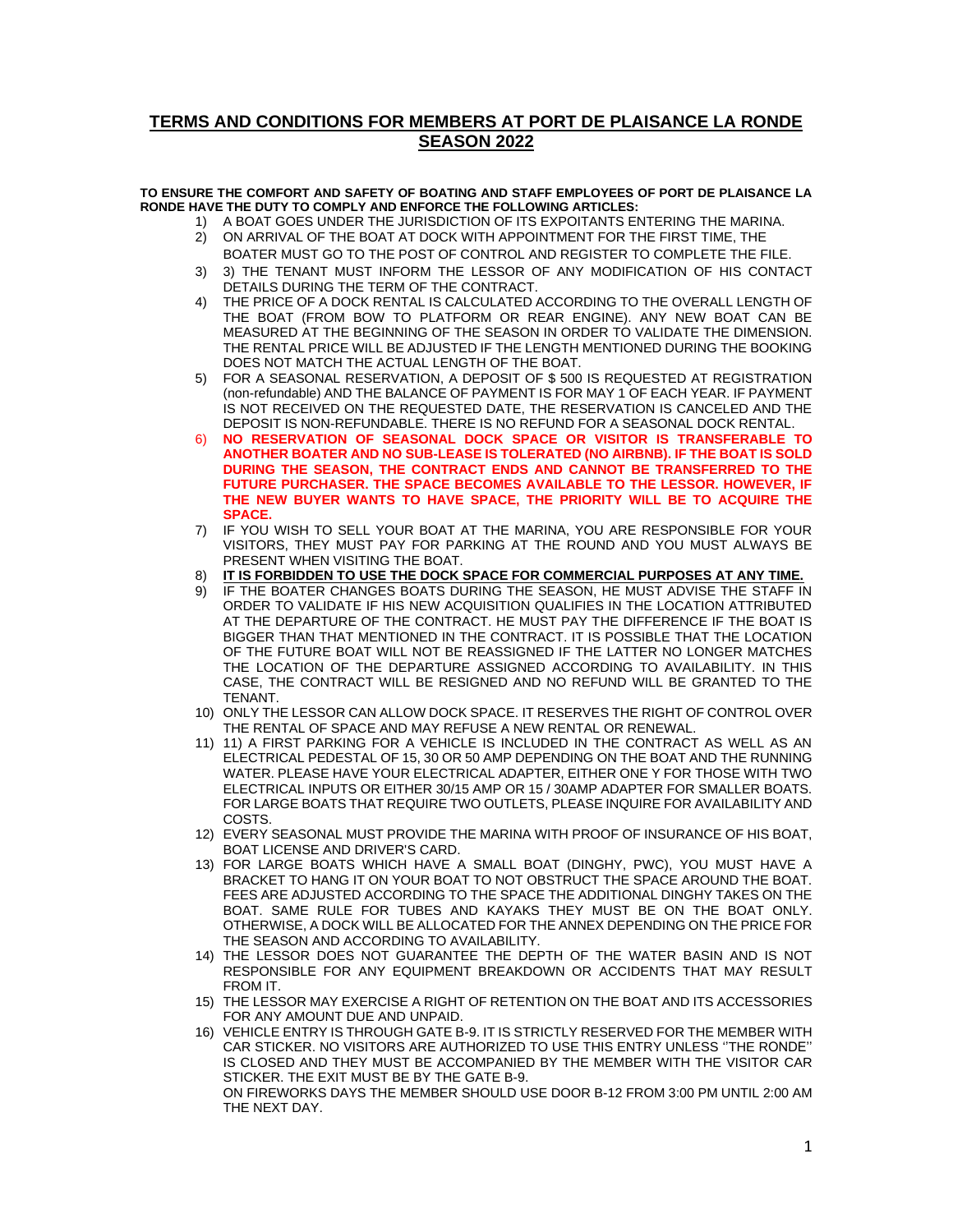# TERMS AND CONDITIONS FOR MEMBERS AT PORT DE PLAISANCE LA RONDE SEASON 2022

**TO ENSURE THE COMFORT AND SAFETY OF BOATING AND STAFF EMPLOYEES OF PORT DE PLAISANCE LA RONDE HAVE THE DUTY TO COMPLY AND ENFORCE THE FOLLOWING ARTICLES:**

1) A BOAT GOES UNDER THE JURISDICTION OF ITS EXPOITANTS ENTERING THE MARINA.
2) ON ARRIVAL OF THE BOAT AT DOCK WITH APPOINTMENT FOR THE FIRST TIME, THE BOATER MUST GO TO THE POST OF CONTROL AND REGISTER TO COMPLETE THE FILE.
3) 3) THE TENANT MUST INFORM THE LESSOR OF ANY MODIFICATION OF HIS CONTACT DETAILS DURING THE TERM OF THE CONTRACT.
4) THE PRICE OF A DOCK RENTAL IS CALCULATED ACCORDING TO THE OVERALL LENGTH OF THE BOAT (FROM BOW TO PLATFORM OR REAR ENGINE). ANY NEW BOAT CAN BE MEASURED AT THE BEGINNING OF THE SEASON IN ORDER TO VALIDATE THE DIMENSION. THE RENTAL PRICE WILL BE ADJUSTED IF THE LENGTH MENTIONED DURING THE BOOKING DOES NOT MATCH THE ACTUAL LENGTH OF THE BOAT.
5) FOR A SEASONAL RESERVATION, A DEPOSIT OF $ 500 IS REQUESTED AT REGISTRATION (non-refundable) AND THE BALANCE OF PAYMENT IS FOR MAY 1 OF EACH YEAR. IF PAYMENT IS NOT RECEIVED ON THE REQUESTED DATE, THE RESERVATION IS CANCELED AND THE DEPOSIT IS NON-REFUNDABLE. THERE IS NO REFUND FOR A SEASONAL DOCK RENTAL.
6) **NO RESERVATION OF SEASONAL DOCK SPACE OR VISITOR IS TRANSFERABLE TO ANOTHER BOATER AND NO SUB-LEASE IS TOLERATED (NO AIRBNB). IF THE BOAT IS SOLD DURING THE SEASON, THE CONTRACT ENDS AND CANNOT BE TRANSFERRED TO THE FUTURE PURCHASER. THE SPACE BECOMES AVAILABLE TO THE LESSOR. HOWEVER, IF THE NEW BUYER WANTS TO HAVE SPACE, THE PRIORITY WILL BE TO ACQUIRE THE SPACE.**
7) IF YOU WISH TO SELL YOUR BOAT AT THE MARINA, YOU ARE RESPONSIBLE FOR YOUR VISITORS, THEY MUST PAY FOR PARKING AT THE ROUND AND YOU MUST ALWAYS BE PRESENT WHEN VISITING THE BOAT.
8) **IT IS FORBIDDEN TO USE THE DOCK SPACE FOR COMMERCIAL PURPOSES AT ANY TIME.**
9) IF THE BOATER CHANGES BOATS DURING THE SEASON, HE MUST ADVISE THE STAFF IN ORDER TO VALIDATE IF HIS NEW ACQUISITION QUALIFIES IN THE LOCATION ATTRIBUTED AT THE DEPARTURE OF THE CONTRACT. HE MUST PAY THE DIFFERENCE IF THE BOAT IS BIGGER THAN THAT MENTIONED IN THE CONTRACT. IT IS POSSIBLE THAT THE LOCATION OF THE FUTURE BOAT WILL NOT BE REASSIGNED IF THE LATTER NO LONGER MATCHES THE LOCATION OF THE DEPARTURE ASSIGNED ACCORDING TO AVAILABILITY. IN THIS CASE, THE CONTRACT WILL BE RESIGNED AND NO REFUND WILL BE GRANTED TO THE TENANT.
10) ONLY THE LESSOR CAN ALLOW DOCK SPACE. IT RESERVES THE RIGHT OF CONTROL OVER THE RENTAL OF SPACE AND MAY REFUSE A NEW RENTAL OR RENEWAL.
11) 11) A FIRST PARKING FOR A VEHICLE IS INCLUDED IN THE CONTRACT AS WELL AS AN ELECTRICAL PEDESTAL OF 15, 30 OR 50 AMP DEPENDING ON THE BOAT AND THE RUNNING WATER. PLEASE HAVE YOUR ELECTRICAL ADAPTER, EITHER ONE Y FOR THOSE WITH TWO ELECTRICAL INPUTS OR EITHER 30/15 AMP OR 15 / 30AMP ADAPTER FOR SMALLER BOATS. FOR LARGE BOATS THAT REQUIRE TWO OUTLETS, PLEASE INQUIRE FOR AVAILABILITY AND COSTS.
12) EVERY SEASONAL MUST PROVIDE THE MARINA WITH PROOF OF INSURANCE OF HIS BOAT, BOAT LICENSE AND DRIVER'S CARD.
13) FOR LARGE BOATS WHICH HAVE A SMALL BOAT (DINGHY, PWC), YOU MUST HAVE A BRACKET TO HANG IT ON YOUR BOAT TO NOT OBSTRUCT THE SPACE AROUND THE BOAT. FEES ARE ADJUSTED ACCORDING TO THE SPACE THE ADDITIONAL DINGHY TAKES ON THE BOAT. SAME RULE FOR TUBES AND KAYAKS THEY MUST BE ON THE BOAT ONLY. OTHERWISE, A DOCK WILL BE ALLOCATED FOR THE ANNEX DEPENDING ON THE PRICE FOR THE SEASON AND ACCORDING TO AVAILABILITY.
14) THE LESSOR DOES NOT GUARANTEE THE DEPTH OF THE WATER BASIN AND IS NOT RESPONSIBLE FOR ANY EQUIPMENT BREAKDOWN OR ACCIDENTS THAT MAY RESULT FROM IT.
15) THE LESSOR MAY EXERCISE A RIGHT OF RETENTION ON THE BOAT AND ITS ACCESSORIES FOR ANY AMOUNT DUE AND UNPAID.
16) VEHICLE ENTRY IS THROUGH GATE B-9. IT IS STRICTLY RESERVED FOR THE MEMBER WITH CAR STICKER. NO VISITORS ARE AUTHORIZED TO USE THIS ENTRY UNLESS ''THE RONDE'' IS CLOSED AND THEY MUST BE ACCOMPANIED BY THE MEMBER WITH THE VISITOR CAR STICKER. THE EXIT MUST BE BY THE GATE B-9.
    ON FIREWORKS DAYS THE MEMBER SHOULD USE DOOR B-12 FROM 3:00 PM UNTIL 2:00 AM THE NEXT DAY.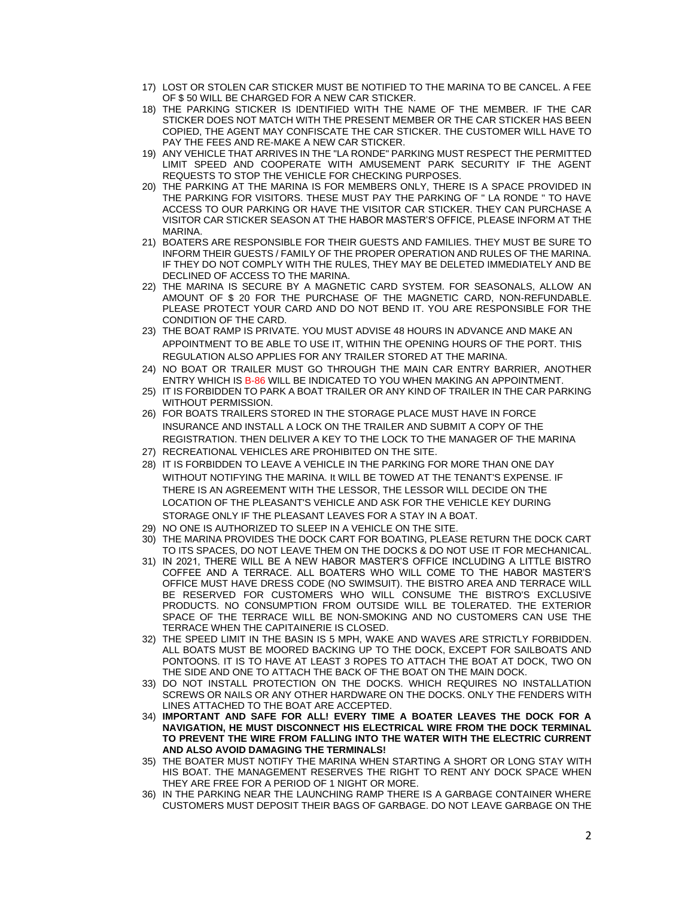17) LOST OR STOLEN CAR STICKER MUST BE NOTIFIED TO THE MARINA TO BE CANCEL. A FEE OF $ 50 WILL BE CHARGED FOR A NEW CAR STICKER.
18) THE PARKING STICKER IS IDENTIFIED WITH THE NAME OF THE MEMBER. IF THE CAR STICKER DOES NOT MATCH WITH THE PRESENT MEMBER OR THE CAR STICKER HAS BEEN COPIED, THE AGENT MAY CONFISCATE THE CAR STICKER. THE CUSTOMER WILL HAVE TO PAY THE FEES AND RE-MAKE A NEW CAR STICKER.
19) ANY VEHICLE THAT ARRIVES IN THE "LA RONDE" PARKING MUST RESPECT THE PERMITTED LIMIT SPEED AND COOPERATE WITH AMUSEMENT PARK SECURITY IF THE AGENT REQUESTS TO STOP THE VEHICLE FOR CHECKING PURPOSES.
20) THE PARKING AT THE MARINA IS FOR MEMBERS ONLY, THERE IS A SPACE PROVIDED IN THE PARKING FOR VISITORS. THESE MUST PAY THE PARKING OF " LA RONDE " TO HAVE ACCESS TO OUR PARKING OR HAVE THE VISITOR CAR STICKER. THEY CAN PURCHASE A VISITOR CAR STICKER SEASON AT THE HABOR MASTER'S OFFICE, PLEASE INFORM AT THE MARINA.
21) BOATERS ARE RESPONSIBLE FOR THEIR GUESTS AND FAMILIES. THEY MUST BE SURE TO INFORM THEIR GUESTS / FAMILY OF THE PROPER OPERATION AND RULES OF THE MARINA. IF THEY DO NOT COMPLY WITH THE RULES, THEY MAY BE DELETED IMMEDIATELY AND BE DECLINED OF ACCESS TO THE MARINA.
22) THE MARINA IS SECURE BY A MAGNETIC CARD SYSTEM. FOR SEASONALS, ALLOW AN AMOUNT OF $ 20 FOR THE PURCHASE OF THE MAGNETIC CARD, NON-REFUNDABLE. PLEASE PROTECT YOUR CARD AND DO NOT BEND IT. YOU ARE RESPONSIBLE FOR THE CONDITION OF THE CARD.
23) THE BOAT RAMP IS PRIVATE. YOU MUST ADVISE 48 HOURS IN ADVANCE AND MAKE AN APPOINTMENT TO BE ABLE TO USE IT, WITHIN THE OPENING HOURS OF THE PORT. THIS REGULATION ALSO APPLIES FOR ANY TRAILER STORED AT THE MARINA.
24) NO BOAT OR TRAILER MUST GO THROUGH THE MAIN CAR ENTRY BARRIER, ANOTHER ENTRY WHICH IS B-86 WILL BE INDICATED TO YOU WHEN MAKING AN APPOINTMENT.
25) IT IS FORBIDDEN TO PARK A BOAT TRAILER OR ANY KIND OF TRAILER IN THE CAR PARKING WITHOUT PERMISSION.
26) FOR BOATS TRAILERS STORED IN THE STORAGE PLACE MUST HAVE IN FORCE INSURANCE AND INSTALL A LOCK ON THE TRAILER AND SUBMIT A COPY OF THE REGISTRATION. THEN DELIVER A KEY TO THE LOCK TO THE MANAGER OF THE MARINA
27) RECREATIONAL VEHICLES ARE PROHIBITED ON THE SITE.
28) IT IS FORBIDDEN TO LEAVE A VEHICLE IN THE PARKING FOR MORE THAN ONE DAY WITHOUT NOTIFYING THE MARINA. It WILL BE TOWED AT THE TENANT'S EXPENSE. IF THERE IS AN AGREEMENT WITH THE LESSOR, THE LESSOR WILL DECIDE ON THE LOCATION OF THE PLEASANT'S VEHICLE AND ASK FOR THE VEHICLE KEY DURING STORAGE ONLY IF THE PLEASANT LEAVES FOR A STAY IN A BOAT.
29) NO ONE IS AUTHORIZED TO SLEEP IN A VEHICLE ON THE SITE.
30) THE MARINA PROVIDES THE DOCK CART FOR BOATING, PLEASE RETURN THE DOCK CART TO ITS SPACES, DO NOT LEAVE THEM ON THE DOCKS & DO NOT USE IT FOR MECHANICAL.
31) IN 2021, THERE WILL BE A NEW HABOR MASTER'S OFFICE INCLUDING A LITTLE BISTRO COFFEE AND A TERRACE. ALL BOATERS WHO WILL COME TO THE HABOR MASTER'S OFFICE MUST HAVE DRESS CODE (NO SWIMSUIT). THE BISTRO AREA AND TERRACE WILL BE RESERVED FOR CUSTOMERS WHO WILL CONSUME THE BISTRO'S EXCLUSIVE PRODUCTS. NO CONSUMPTION FROM OUTSIDE WILL BE TOLERATED. THE EXTERIOR SPACE OF THE TERRACE WILL BE NON-SMOKING AND NO CUSTOMERS CAN USE THE TERRACE WHEN THE CAPITAINERIE IS CLOSED.
32) THE SPEED LIMIT IN THE BASIN IS 5 MPH, WAKE AND WAVES ARE STRICTLY FORBIDDEN. ALL BOATS MUST BE MOORED BACKING UP TO THE DOCK, EXCEPT FOR SAILBOATS AND PONTOONS. IT IS TO HAVE AT LEAST 3 ROPES TO ATTACH THE BOAT AT DOCK, TWO ON THE SIDE AND ONE TO ATTACH THE BACK OF THE BOAT ON THE MAIN DOCK.
33) DO NOT INSTALL PROTECTION ON THE DOCKS. WHICH REQUIRES NO INSTALLATION SCREWS OR NAILS OR ANY OTHER HARDWARE ON THE DOCKS. ONLY THE FENDERS WITH LINES ATTACHED TO THE BOAT ARE ACCEPTED.
34) **IMPORTANT AND SAFE FOR ALL! EVERY TIME A BOATER LEAVES THE DOCK FOR A NAVIGATION, HE MUST DISCONNECT HIS ELECTRICAL WIRE FROM THE DOCK TERMINAL TO PREVENT THE WIRE FROM FALLING INTO THE WATER WITH THE ELECTRIC CURRENT AND ALSO AVOID DAMAGING THE TERMINALS!**
35) THE BOATER MUST NOTIFY THE MARINA WHEN STARTING A SHORT OR LONG STAY WITH HIS BOAT. THE MANAGEMENT RESERVES THE RIGHT TO RENT ANY DOCK SPACE WHEN THEY ARE FREE FOR A PERIOD OF 1 NIGHT OR MORE.
36) IN THE PARKING NEAR THE LAUNCHING RAMP THERE IS A GARBAGE CONTAINER WHERE CUSTOMERS MUST DEPOSIT THEIR BAGS OF GARBAGE. DO NOT LEAVE GARBAGE ON THE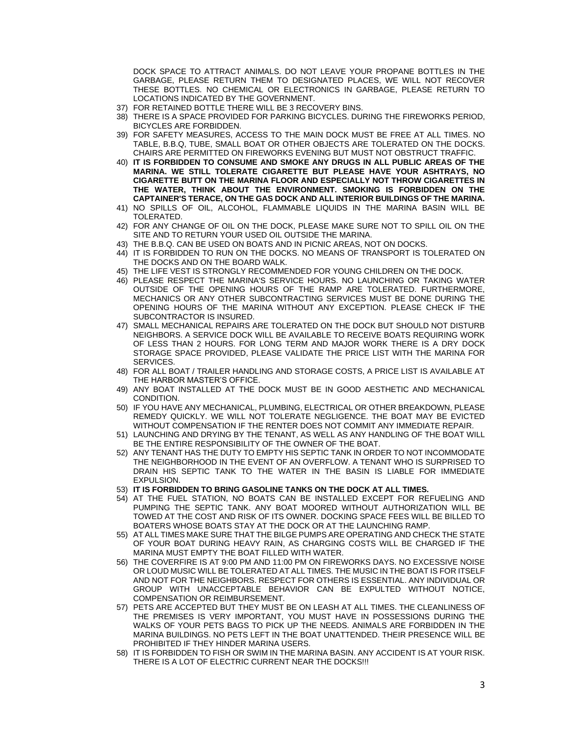DOCK SPACE TO ATTRACT ANIMALS. DO NOT LEAVE YOUR PROPANE BOTTLES IN THE GARBAGE, PLEASE RETURN THEM TO DESIGNATED PLACES, WE WILL NOT RECOVER THESE BOTTLES. NO CHEMICAL OR ELECTRONICS IN GARBAGE, PLEASE RETURN TO LOCATIONS INDICATED BY THE GOVERNMENT.

37) FOR RETAINED BOTTLE THERE WILL BE 3 RECOVERY BINS.
38) THERE IS A SPACE PROVIDED FOR PARKING BICYCLES. DURING THE FIREWORKS PERIOD, BICYCLES ARE FORBIDDEN.
39) FOR SAFETY MEASURES, ACCESS TO THE MAIN DOCK MUST BE FREE AT ALL TIMES. NO TABLE, B.B.Q, TUBE, SMALL BOAT OR OTHER OBJECTS ARE TOLERATED ON THE DOCKS. CHAIRS ARE PERMITTED ON FIREWORKS EVENING BUT MUST NOT OBSTRUCT TRAFFIC.
40) **IT IS FORBIDDEN TO CONSUME AND SMOKE ANY DRUGS IN ALL PUBLIC AREAS OF THE MARINA. WE STILL TOLERATE CIGARETTE BUT PLEASE HAVE YOUR ASHTRAYS, NO CIGARETTE BUTT ON THE MARINA FLOOR AND ESPECIALLY NOT THROW CIGARETTES IN THE WATER, THINK ABOUT THE ENVIRONMENT. SMOKING IS FORBIDDEN ON THE CAPTAINER'S TERACE, ON THE GAS DOCK AND ALL INTERIOR BUILDINGS OF THE MARINA.**
41) NO SPILLS OF OIL, ALCOHOL, FLAMMABLE LIQUIDS IN THE MARINA BASIN WILL BE TOLERATED.
42) FOR ANY CHANGE OF OIL ON THE DOCK, PLEASE MAKE SURE NOT TO SPILL OIL ON THE SITE AND TO RETURN YOUR USED OIL OUTSIDE THE MARINA.
43) THE B.B.Q. CAN BE USED ON BOATS AND IN PICNIC AREAS, NOT ON DOCKS.
44) IT IS FORBIDDEN TO RUN ON THE DOCKS. NO MEANS OF TRANSPORT IS TOLERATED ON THE DOCKS AND ON THE BOARD WALK.
45) THE LIFE VEST IS STRONGLY RECOMMENDED FOR YOUNG CHILDREN ON THE DOCK.
46) PLEASE RESPECT THE MARINA'S SERVICE HOURS. NO LAUNCHING OR TAKING WATER OUTSIDE OF THE OPENING HOURS OF THE RAMP ARE TOLERATED. FURTHERMORE, MECHANICS OR ANY OTHER SUBCONTRACTING SERVICES MUST BE DONE DURING THE OPENING HOURS OF THE MARINA WITHOUT ANY EXCEPTION. PLEASE CHECK IF THE SUBCONTRACTOR IS INSURED.
47) SMALL MECHANICAL REPAIRS ARE TOLERATED ON THE DOCK BUT SHOULD NOT DISTURB NEIGHBORS. A SERVICE DOCK WILL BE AVAILABLE TO RECEIVE BOATS REQUIRING WORK OF LESS THAN 2 HOURS. FOR LONG TERM AND MAJOR WORK THERE IS A DRY DOCK STORAGE SPACE PROVIDED, PLEASE VALIDATE THE PRICE LIST WITH THE MARINA FOR SERVICES.
48) FOR ALL BOAT / TRAILER HANDLING AND STORAGE COSTS, A PRICE LIST IS AVAILABLE AT THE HARBOR MASTER'S OFFICE.
49) ANY BOAT INSTALLED AT THE DOCK MUST BE IN GOOD AESTHETIC AND MECHANICAL CONDITION.
50) IF YOU HAVE ANY MECHANICAL, PLUMBING, ELECTRICAL OR OTHER BREAKDOWN, PLEASE REMEDY QUICKLY. WE WILL NOT TOLERATE NEGLIGENCE. THE BOAT MAY BE EVICTED WITHOUT COMPENSATION IF THE RENTER DOES NOT COMMIT ANY IMMEDIATE REPAIR.
51) LAUNCHING AND DRYING BY THE TENANT, AS WELL AS ANY HANDLING OF THE BOAT WILL BE THE ENTIRE RESPONSIBILITY OF THE OWNER OF THE BOAT.
52) ANY TENANT HAS THE DUTY TO EMPTY HIS SEPTIC TANK IN ORDER TO NOT INCOMMODATE THE NEIGHBORHOOD IN THE EVENT OF AN OVERFLOW. A TENANT WHO IS SURPRISED TO DRAIN HIS SEPTIC TANK TO THE WATER IN THE BASIN IS LIABLE FOR IMMEDIATE EXPULSION.
53) **IT IS FORBIDDEN TO BRING GASOLINE TANKS ON THE DOCK AT ALL TIMES.**
54) AT THE FUEL STATION, NO BOATS CAN BE INSTALLED EXCEPT FOR REFUELING AND PUMPING THE SEPTIC TANK. ANY BOAT MOORED WITHOUT AUTHORIZATION WILL BE TOWED AT THE COST AND RISK OF ITS OWNER. DOCKING SPACE FEES WILL BE BILLED TO BOATERS WHOSE BOATS STAY AT THE DOCK OR AT THE LAUNCHING RAMP.
55) AT ALL TIMES MAKE SURE THAT THE BILGE PUMPS ARE OPERATING AND CHECK THE STATE OF YOUR BOAT DURING HEAVY RAIN, AS CHARGING COSTS WILL BE CHARGED IF THE MARINA MUST EMPTY THE BOAT FILLED WITH WATER.
56) THE COVERFIRE IS AT 9:00 PM AND 11:00 PM ON FIREWORKS DAYS. NO EXCESSIVE NOISE OR LOUD MUSIC WILL BE TOLERATED AT ALL TIMES. THE MUSIC IN THE BOAT IS FOR ITSELF AND NOT FOR THE NEIGHBORS. RESPECT FOR OTHERS IS ESSENTIAL. ANY INDIVIDUAL OR GROUP WITH UNACCEPTABLE BEHAVIOR CAN BE EXPULTED WITHOUT NOTICE, COMPENSATION OR REIMBURSEMENT.
57) PETS ARE ACCEPTED BUT THEY MUST BE ON LEASH AT ALL TIMES. THE CLEANLINESS OF THE PREMISES IS VERY IMPORTANT, YOU MUST HAVE IN POSSESSIONS DURING THE WALKS OF YOUR PETS BAGS TO PICK UP THE NEEDS. ANIMALS ARE FORBIDDEN IN THE MARINA BUILDINGS. NO PETS LEFT IN THE BOAT UNATTENDED. THEIR PRESENCE WILL BE PROHIBITED IF THEY HINDER MARINA USERS.
58) IT IS FORBIDDEN TO FISH OR SWIM IN THE MARINA BASIN. ANY ACCIDENT IS AT YOUR RISK. THERE IS A LOT OF ELECTRIC CURRENT NEAR THE DOCKS!!!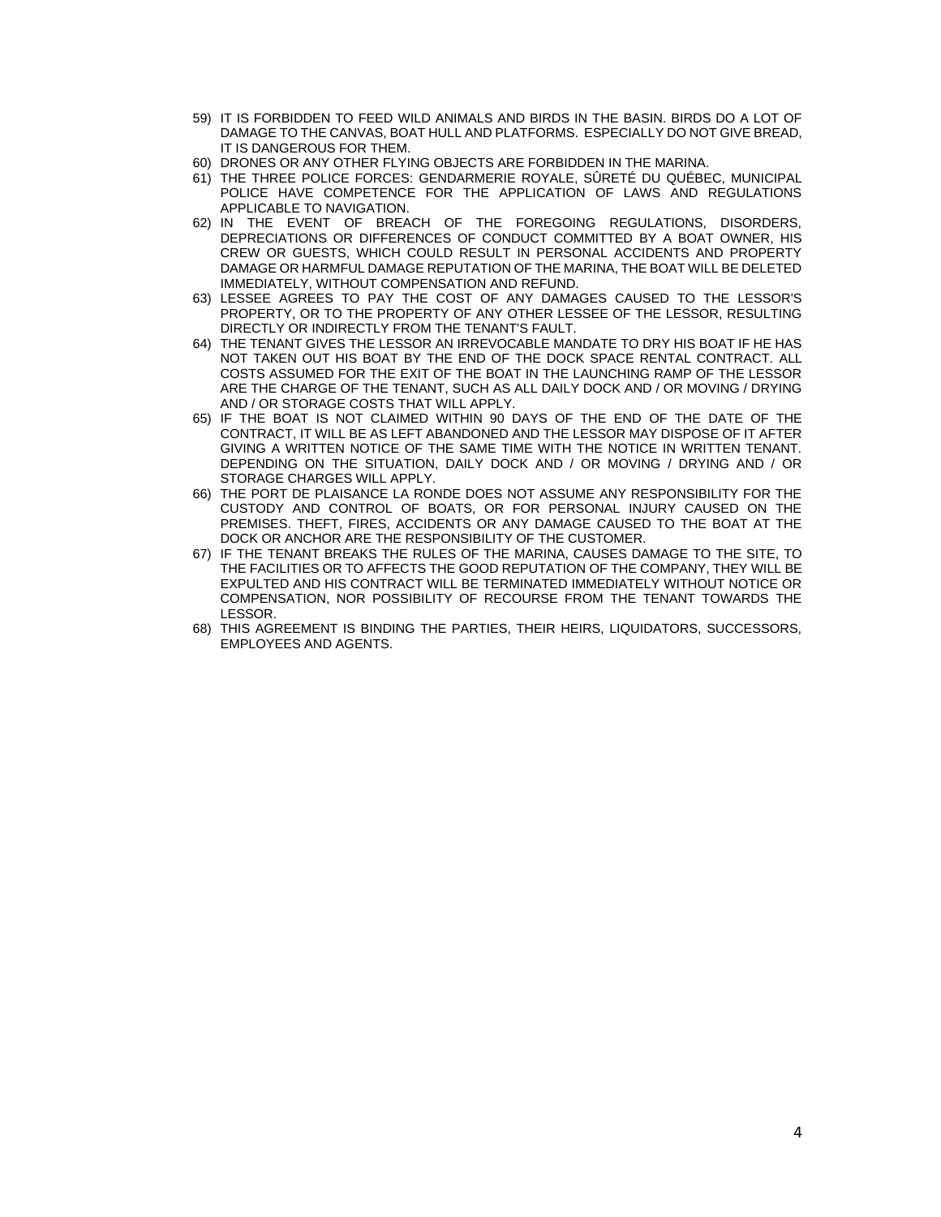59) IT IS FORBIDDEN TO FEED WILD ANIMALS AND BIRDS IN THE BASIN. BIRDS DO A LOT OF DAMAGE TO THE CANVAS, BOAT HULL AND PLATFORMS. ESPECIALLY DO NOT GIVE BREAD, IT IS DANGEROUS FOR THEM.
60) DRONES OR ANY OTHER FLYING OBJECTS ARE FORBIDDEN IN THE MARINA.
61) THE THREE POLICE FORCES: GENDARMERIE ROYALE, SÛRETÉ DU QUÉBEC, MUNICIPAL POLICE HAVE COMPETENCE FOR THE APPLICATION OF LAWS AND REGULATIONS APPLICABLE TO NAVIGATION.
62) IN THE EVENT OF BREACH OF THE FOREGOING REGULATIONS, DISORDERS, DEPRECIATIONS OR DIFFERENCES OF CONDUCT COMMITTED BY A BOAT OWNER, HIS CREW OR GUESTS, WHICH COULD RESULT IN PERSONAL ACCIDENTS AND PROPERTY DAMAGE OR HARMFUL DAMAGE REPUTATION OF THE MARINA, THE BOAT WILL BE DELETED IMMEDIATELY, WITHOUT COMPENSATION AND REFUND.
63) LESSEE AGREES TO PAY THE COST OF ANY DAMAGES CAUSED TO THE LESSOR'S PROPERTY, OR TO THE PROPERTY OF ANY OTHER LESSEE OF THE LESSOR, RESULTING DIRECTLY OR INDIRECTLY FROM THE TENANT'S FAULT.
64) THE TENANT GIVES THE LESSOR AN IRREVOCABLE MANDATE TO DRY HIS BOAT IF HE HAS NOT TAKEN OUT HIS BOAT BY THE END OF THE DOCK SPACE RENTAL CONTRACT. ALL COSTS ASSUMED FOR THE EXIT OF THE BOAT IN THE LAUNCHING RAMP OF THE LESSOR ARE THE CHARGE OF THE TENANT, SUCH AS ALL DAILY DOCK AND / OR MOVING / DRYING AND / OR STORAGE COSTS THAT WILL APPLY.
65) IF THE BOAT IS NOT CLAIMED WITHIN 90 DAYS OF THE END OF THE DATE OF THE CONTRACT, IT WILL BE AS LEFT ABANDONED AND THE LESSOR MAY DISPOSE OF IT AFTER GIVING A WRITTEN NOTICE OF THE SAME TIME WITH THE NOTICE IN WRITTEN TENANT. DEPENDING ON THE SITUATION, DAILY DOCK AND / OR MOVING / DRYING AND / OR STORAGE CHARGES WILL APPLY.
66) THE PORT DE PLAISANCE LA RONDE DOES NOT ASSUME ANY RESPONSIBILITY FOR THE CUSTODY AND CONTROL OF BOATS, OR FOR PERSONAL INJURY CAUSED ON THE PREMISES. THEFT, FIRES, ACCIDENTS OR ANY DAMAGE CAUSED TO THE BOAT AT THE DOCK OR ANCHOR ARE THE RESPONSIBILITY OF THE CUSTOMER.
67) IF THE TENANT BREAKS THE RULES OF THE MARINA, CAUSES DAMAGE TO THE SITE, TO THE FACILITIES OR TO AFFECTS THE GOOD REPUTATION OF THE COMPANY, THEY WILL BE EXPULTED AND HIS CONTRACT WILL BE TERMINATED IMMEDIATELY WITHOUT NOTICE OR COMPENSATION, NOR POSSIBILITY OF RECOURSE FROM THE TENANT TOWARDS THE LESSOR.
68) THIS AGREEMENT IS BINDING THE PARTIES, THEIR HEIRS, LIQUIDATORS, SUCCESSORS, EMPLOYEES AND AGENTS.